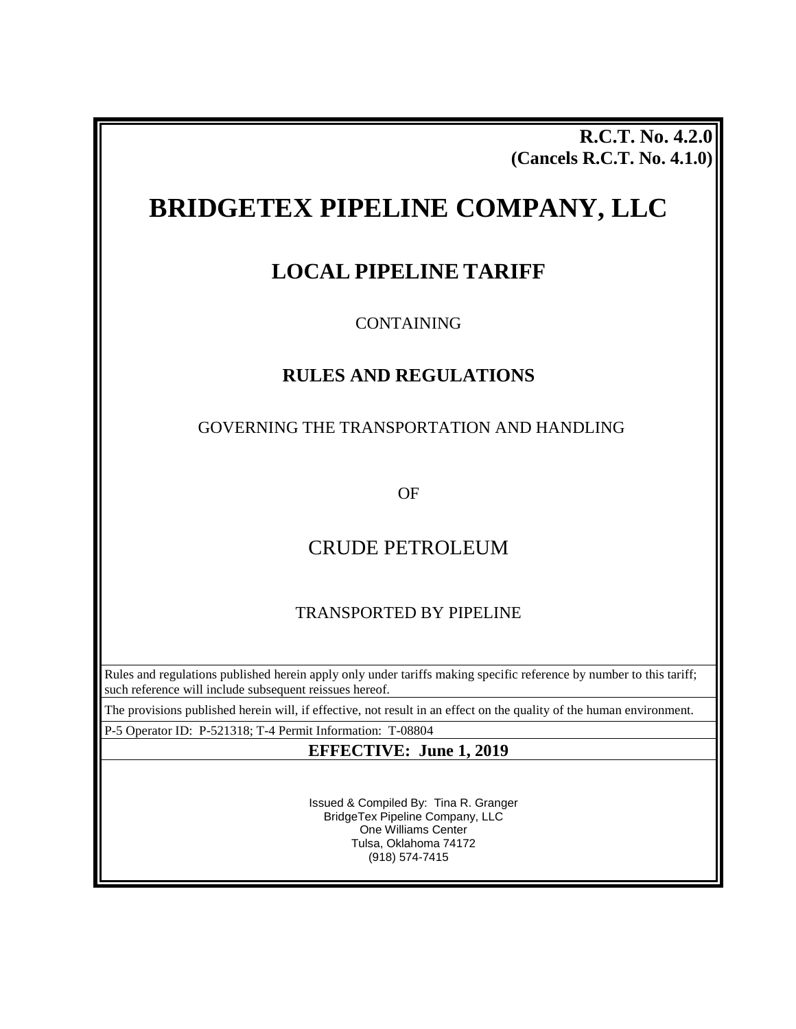**R.C.T. No. 4.2.0**
**(Cancels R.C.T. No. 4.1.0)**

# BRIDGETEX PIPELINE COMPANY, LLC

## LOCAL PIPELINE TARIFF

CONTAINING

## RULES AND REGULATIONS

GOVERNING THE TRANSPORTATION AND HANDLING

OF

CRUDE PETROLEUM

TRANSPORTED BY PIPELINE

Rules and regulations published herein apply only under tariffs making specific reference by number to this tariff; such reference will include subsequent reissues hereof.

The provisions published herein will, if effective, not result in an effect on the quality of the human environment.

P-5 Operator ID: P-521318; T-4 Permit Information: T-08804

**EFFECTIVE: June 1, 2019**

Issued & Compiled By: Tina R. Granger
BridgeTex Pipeline Company, LLC
One Williams Center
Tulsa, Oklahoma 74172
(918) 574-7415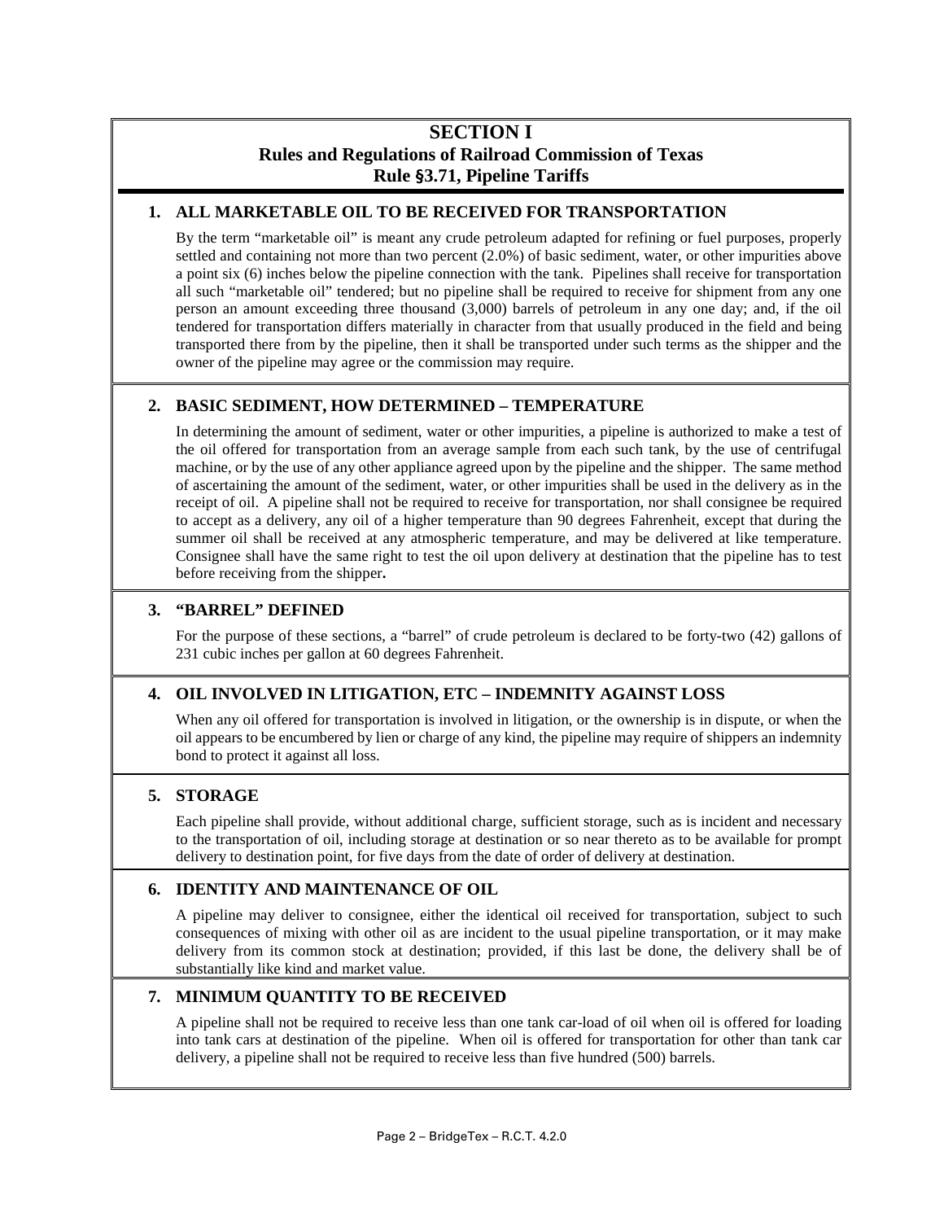# SECTION I
## Rules and Regulations of Railroad Commission of Texas
## Rule §3.71, Pipeline Tariffs

### 1. ALL MARKETABLE OIL TO BE RECEIVED FOR TRANSPORTATION

By the term "marketable oil" is meant any crude petroleum adapted for refining or fuel purposes, properly settled and containing not more than two percent (2.0%) of basic sediment, water, or other impurities above a point six (6) inches below the pipeline connection with the tank. Pipelines shall receive for transportation all such "marketable oil" tendered; but no pipeline shall be required to receive for shipment from any one person an amount exceeding three thousand (3,000) barrels of petroleum in any one day; and, if the oil tendered for transportation differs materially in character from that usually produced in the field and being transported there from by the pipeline, then it shall be transported under such terms as the shipper and the owner of the pipeline may agree or the commission may require.

### 2. BASIC SEDIMENT, HOW DETERMINED – TEMPERATURE

In determining the amount of sediment, water or other impurities, a pipeline is authorized to make a test of the oil offered for transportation from an average sample from each such tank, by the use of centrifugal machine, or by the use of any other appliance agreed upon by the pipeline and the shipper. The same method of ascertaining the amount of the sediment, water, or other impurities shall be used in the delivery as in the receipt of oil. A pipeline shall not be required to receive for transportation, nor shall consignee be required to accept as a delivery, any oil of a higher temperature than 90 degrees Fahrenheit, except that during the summer oil shall be received at any atmospheric temperature, and may be delivered at like temperature. Consignee shall have the same right to test the oil upon delivery at destination that the pipeline has to test before receiving from the shipper**.**

### 3. "BARREL" DEFINED

For the purpose of these sections, a "barrel" of crude petroleum is declared to be forty-two (42) gallons of 231 cubic inches per gallon at 60 degrees Fahrenheit.

### 4. OIL INVOLVED IN LITIGATION, ETC – INDEMNITY AGAINST LOSS

When any oil offered for transportation is involved in litigation, or the ownership is in dispute, or when the oil appears to be encumbered by lien or charge of any kind, the pipeline may require of shippers an indemnity bond to protect it against all loss.

### 5. STORAGE

Each pipeline shall provide, without additional charge, sufficient storage, such as is incident and necessary to the transportation of oil, including storage at destination or so near thereto as to be available for prompt delivery to destination point, for five days from the date of order of delivery at destination.

### 6. IDENTITY AND MAINTENANCE OF OIL

A pipeline may deliver to consignee, either the identical oil received for transportation, subject to such consequences of mixing with other oil as are incident to the usual pipeline transportation, or it may make delivery from its common stock at destination; provided, if this last be done, the delivery shall be of substantially like kind and market value.

### 7. MINIMUM QUANTITY TO BE RECEIVED

A pipeline shall not be required to receive less than one tank car-load of oil when oil is offered for loading into tank cars at destination of the pipeline. When oil is offered for transportation for other than tank car delivery, a pipeline shall not be required to receive less than five hundred (500) barrels.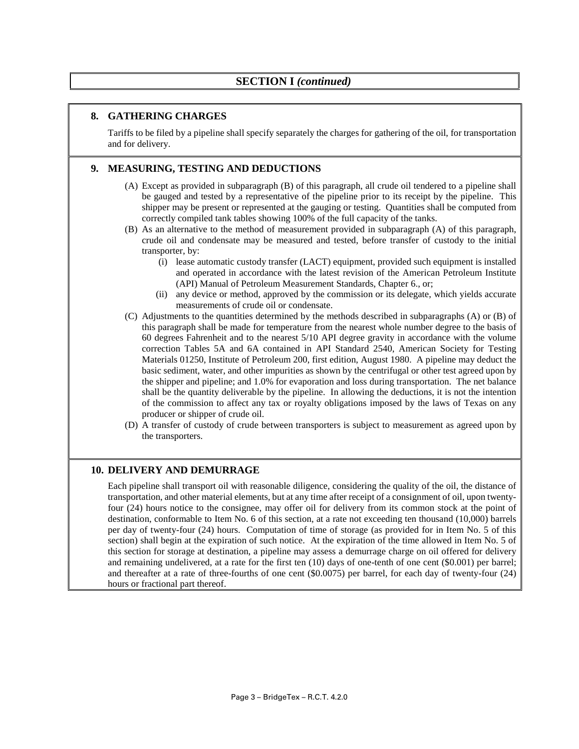## SECTION I *(continued)*

### 8. GATHERING CHARGES

Tariffs to be filed by a pipeline shall specify separately the charges for gathering of the oil, for transportation and for delivery.

### 9. MEASURING, TESTING AND DEDUCTIONS

(A) Except as provided in subparagraph (B) of this paragraph, all crude oil tendered to a pipeline shall be gauged and tested by a representative of the pipeline prior to its receipt by the pipeline. This shipper may be present or represented at the gauging or testing. Quantities shall be computed from correctly compiled tank tables showing 100% of the full capacity of the tanks.

(B) As an alternative to the method of measurement provided in subparagraph (A) of this paragraph, crude oil and condensate may be measured and tested, before transfer of custody to the initial transporter, by:

  (i) lease automatic custody transfer (LACT) equipment, provided such equipment is installed and operated in accordance with the latest revision of the American Petroleum Institute (API) Manual of Petroleum Measurement Standards, Chapter 6., or;

  (ii) any device or method, approved by the commission or its delegate, which yields accurate measurements of crude oil or condensate.

(C) Adjustments to the quantities determined by the methods described in subparagraphs (A) or (B) of this paragraph shall be made for temperature from the nearest whole number degree to the basis of 60 degrees Fahrenheit and to the nearest 5/10 API degree gravity in accordance with the volume correction Tables 5A and 6A contained in API Standard 2540, American Society for Testing Materials 01250, Institute of Petroleum 200, first edition, August 1980. A pipeline may deduct the basic sediment, water, and other impurities as shown by the centrifugal or other test agreed upon by the shipper and pipeline; and 1.0% for evaporation and loss during transportation. The net balance shall be the quantity deliverable by the pipeline. In allowing the deductions, it is not the intention of the commission to affect any tax or royalty obligations imposed by the laws of Texas on any producer or shipper of crude oil.

(D) A transfer of custody of crude between transporters is subject to measurement as agreed upon by the transporters.

### 10. DELIVERY AND DEMURRAGE

Each pipeline shall transport oil with reasonable diligence, considering the quality of the oil, the distance of transportation, and other material elements, but at any time after receipt of a consignment of oil, upon twenty-four (24) hours notice to the consignee, may offer oil for delivery from its common stock at the point of destination, conformable to Item No. 6 of this section, at a rate not exceeding ten thousand (10,000) barrels per day of twenty-four (24) hours. Computation of time of storage (as provided for in Item No. 5 of this section) shall begin at the expiration of such notice. At the expiration of the time allowed in Item No. 5 of this section for storage at destination, a pipeline may assess a demurrage charge on oil offered for delivery and remaining undelivered, at a rate for the first ten (10) days of one-tenth of one cent ($0.001) per barrel; and thereafter at a rate of three-fourths of one cent ($0.0075) per barrel, for each day of twenty-four (24) hours or fractional part thereof.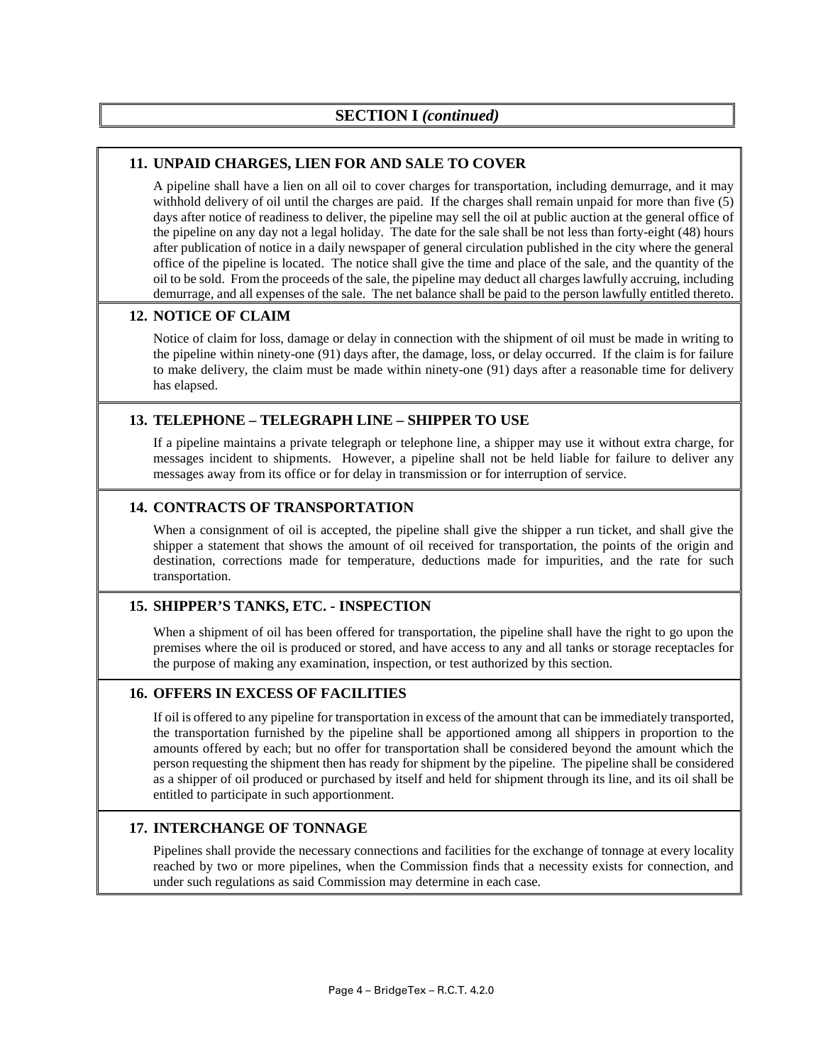## SECTION I *(continued)*

### 11. UNPAID CHARGES, LIEN FOR AND SALE TO COVER

A pipeline shall have a lien on all oil to cover charges for transportation, including demurrage, and it may withhold delivery of oil until the charges are paid. If the charges shall remain unpaid for more than five (5) days after notice of readiness to deliver, the pipeline may sell the oil at public auction at the general office of the pipeline on any day not a legal holiday. The date for the sale shall be not less than forty-eight (48) hours after publication of notice in a daily newspaper of general circulation published in the city where the general office of the pipeline is located. The notice shall give the time and place of the sale, and the quantity of the oil to be sold. From the proceeds of the sale, the pipeline may deduct all charges lawfully accruing, including demurrage, and all expenses of the sale. The net balance shall be paid to the person lawfully entitled thereto.

### 12. NOTICE OF CLAIM

Notice of claim for loss, damage or delay in connection with the shipment of oil must be made in writing to the pipeline within ninety-one (91) days after, the damage, loss, or delay occurred. If the claim is for failure to make delivery, the claim must be made within ninety-one (91) days after a reasonable time for delivery has elapsed.

### 13. TELEPHONE – TELEGRAPH LINE – SHIPPER TO USE

If a pipeline maintains a private telegraph or telephone line, a shipper may use it without extra charge, for messages incident to shipments. However, a pipeline shall not be held liable for failure to deliver any messages away from its office or for delay in transmission or for interruption of service.

### 14. CONTRACTS OF TRANSPORTATION

When a consignment of oil is accepted, the pipeline shall give the shipper a run ticket, and shall give the shipper a statement that shows the amount of oil received for transportation, the points of the origin and destination, corrections made for temperature, deductions made for impurities, and the rate for such transportation.

### 15. SHIPPER'S TANKS, ETC. - INSPECTION

When a shipment of oil has been offered for transportation, the pipeline shall have the right to go upon the premises where the oil is produced or stored, and have access to any and all tanks or storage receptacles for the purpose of making any examination, inspection, or test authorized by this section.

### 16. OFFERS IN EXCESS OF FACILITIES

If oil is offered to any pipeline for transportation in excess of the amount that can be immediately transported, the transportation furnished by the pipeline shall be apportioned among all shippers in proportion to the amounts offered by each; but no offer for transportation shall be considered beyond the amount which the person requesting the shipment then has ready for shipment by the pipeline. The pipeline shall be considered as a shipper of oil produced or purchased by itself and held for shipment through its line, and its oil shall be entitled to participate in such apportionment.

### 17. INTERCHANGE OF TONNAGE

Pipelines shall provide the necessary connections and facilities for the exchange of tonnage at every locality reached by two or more pipelines, when the Commission finds that a necessity exists for connection, and under such regulations as said Commission may determine in each case.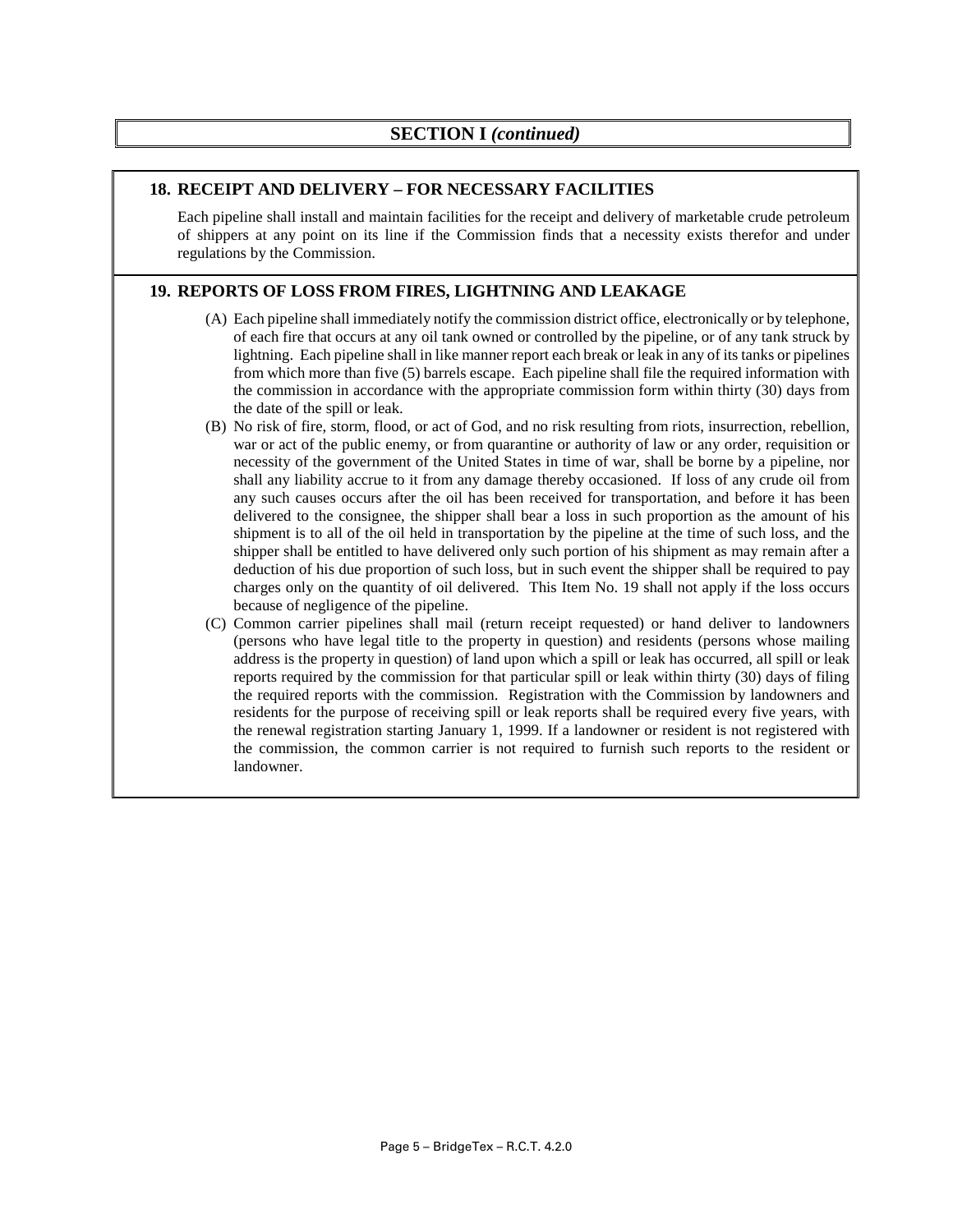## SECTION I *(continued)*

### 18. RECEIPT AND DELIVERY – FOR NECESSARY FACILITIES

Each pipeline shall install and maintain facilities for the receipt and delivery of marketable crude petroleum of shippers at any point on its line if the Commission finds that a necessity exists therefor and under regulations by the Commission.

### 19. REPORTS OF LOSS FROM FIRES, LIGHTNING AND LEAKAGE

(A) Each pipeline shall immediately notify the commission district office, electronically or by telephone, of each fire that occurs at any oil tank owned or controlled by the pipeline, or of any tank struck by lightning. Each pipeline shall in like manner report each break or leak in any of its tanks or pipelines from which more than five (5) barrels escape. Each pipeline shall file the required information with the commission in accordance with the appropriate commission form within thirty (30) days from the date of the spill or leak.

(B) No risk of fire, storm, flood, or act of God, and no risk resulting from riots, insurrection, rebellion, war or act of the public enemy, or from quarantine or authority of law or any order, requisition or necessity of the government of the United States in time of war, shall be borne by a pipeline, nor shall any liability accrue to it from any damage thereby occasioned. If loss of any crude oil from any such causes occurs after the oil has been received for transportation, and before it has been delivered to the consignee, the shipper shall bear a loss in such proportion as the amount of his shipment is to all of the oil held in transportation by the pipeline at the time of such loss, and the shipper shall be entitled to have delivered only such portion of his shipment as may remain after a deduction of his due proportion of such loss, but in such event the shipper shall be required to pay charges only on the quantity of oil delivered. This Item No. 19 shall not apply if the loss occurs because of negligence of the pipeline.

(C) Common carrier pipelines shall mail (return receipt requested) or hand deliver to landowners (persons who have legal title to the property in question) and residents (persons whose mailing address is the property in question) of land upon which a spill or leak has occurred, all spill or leak reports required by the commission for that particular spill or leak within thirty (30) days of filing the required reports with the commission. Registration with the Commission by landowners and residents for the purpose of receiving spill or leak reports shall be required every five years, with the renewal registration starting January 1, 1999. If a landowner or resident is not registered with the commission, the common carrier is not required to furnish such reports to the resident or landowner.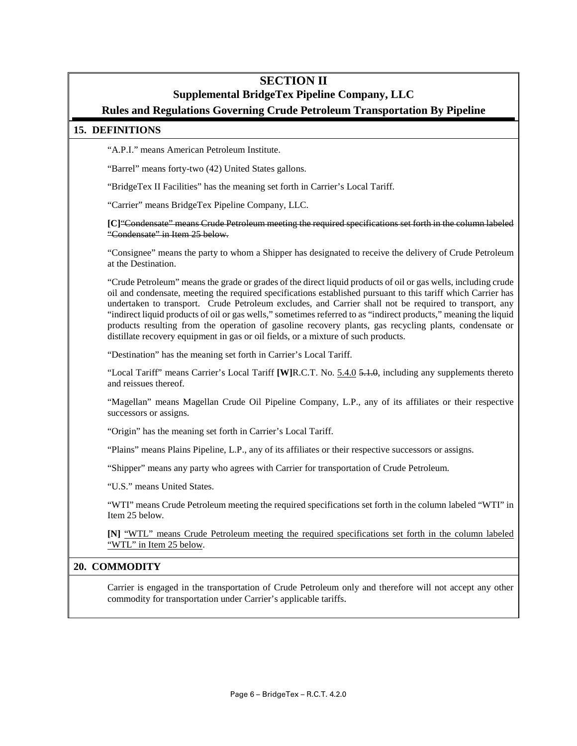# SECTION II
## Supplemental BridgeTex Pipeline Company, LLC
## Rules and Regulations Governing Crude Petroleum Transportation By Pipeline

### 15. DEFINITIONS

"A.P.I." means American Petroleum Institute.

"Barrel" means forty-two (42) United States gallons.

"BridgeTex II Facilities" has the meaning set forth in Carrier's Local Tariff.

"Carrier" means BridgeTex Pipeline Company, LLC.

**[C]**~~"Condensate" means Crude Petroleum meeting the required specifications set forth in the column labeled "Condensate" in Item 25 below.~~

"Consignee" means the party to whom a Shipper has designated to receive the delivery of Crude Petroleum at the Destination.

"Crude Petroleum" means the grade or grades of the direct liquid products of oil or gas wells, including crude oil and condensate, meeting the required specifications established pursuant to this tariff which Carrier has undertaken to transport. Crude Petroleum excludes, and Carrier shall not be required to transport, any "indirect liquid products of oil or gas wells," sometimes referred to as "indirect products," meaning the liquid products resulting from the operation of gasoline recovery plants, gas recycling plants, condensate or distillate recovery equipment in gas or oil fields, or a mixture of such products.

"Destination" has the meaning set forth in Carrier's Local Tariff.

"Local Tariff" means Carrier's Local Tariff **[W]**R.C.T. No. <u>5.4.0</u> ~~5.1.0~~, including any supplements thereto and reissues thereof.

"Magellan" means Magellan Crude Oil Pipeline Company, L.P., any of its affiliates or their respective successors or assigns.

"Origin" has the meaning set forth in Carrier's Local Tariff.

"Plains" means Plains Pipeline, L.P., any of its affiliates or their respective successors or assigns.

"Shipper" means any party who agrees with Carrier for transportation of Crude Petroleum.

"U.S." means United States.

"WTI" means Crude Petroleum meeting the required specifications set forth in the column labeled "WTI" in Item 25 below.

**[N]** <u>"WTL" means Crude Petroleum meeting the required specifications set forth in the column labeled "WTL" in Item 25 below</u>.

### 20. COMMODITY

Carrier is engaged in the transportation of Crude Petroleum only and therefore will not accept any other commodity for transportation under Carrier's applicable tariffs.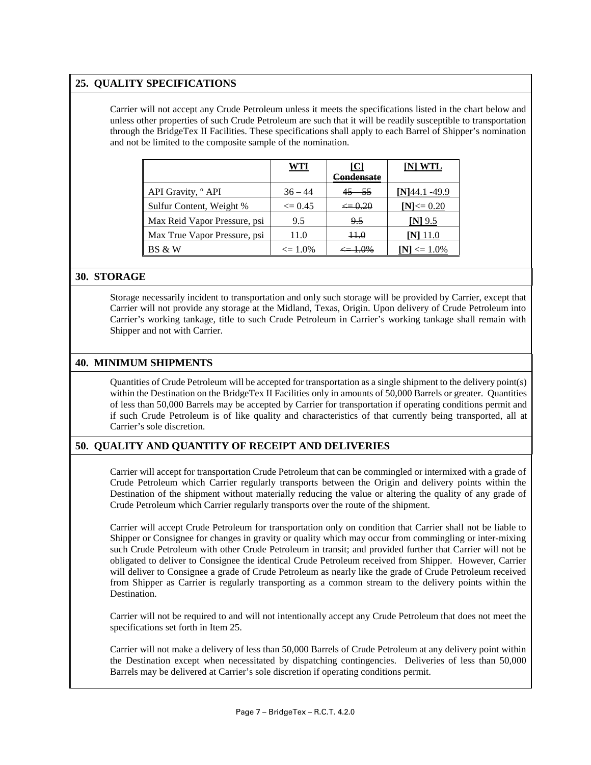## 25. QUALITY SPECIFICATIONS

Carrier will not accept any Crude Petroleum unless it meets the specifications listed in the chart below and unless other properties of such Crude Petroleum are such that it will be readily susceptible to transportation through the BridgeTex II Facilities. These specifications shall apply to each Barrel of Shipper's nomination and not be limited to the composite sample of the nomination.

| | WTI | [C] ~~Condensate~~ | [N] WTL |
|---|---|---|---|
| API Gravity, ° API | 36 – 44 | ~~45 – 55~~ | [N]44.1 -49.9 |
| Sulfur Content, Weight % | <= 0.45 | ~~<= 0.20~~ | [N]<= 0.20 |
| Max Reid Vapor Pressure, psi | 9.5 | ~~9.5~~ | [N] 9.5 |
| Max True Vapor Pressure, psi | 11.0 | ~~11.0~~ | [N] 11.0 |
| BS & W | <= 1.0% | ~~<= 1.0%~~ | [N] <= 1.0% |

## 30. STORAGE

Storage necessarily incident to transportation and only such storage will be provided by Carrier, except that Carrier will not provide any storage at the Midland, Texas, Origin. Upon delivery of Crude Petroleum into Carrier's working tankage, title to such Crude Petroleum in Carrier's working tankage shall remain with Shipper and not with Carrier.

## 40. MINIMUM SHIPMENTS

Quantities of Crude Petroleum will be accepted for transportation as a single shipment to the delivery point(s) within the Destination on the BridgeTex II Facilities only in amounts of 50,000 Barrels or greater. Quantities of less than 50,000 Barrels may be accepted by Carrier for transportation if operating conditions permit and if such Crude Petroleum is of like quality and characteristics of that currently being transported, all at Carrier's sole discretion.

## 50. QUALITY AND QUANTITY OF RECEIPT AND DELIVERIES

Carrier will accept for transportation Crude Petroleum that can be commingled or intermixed with a grade of Crude Petroleum which Carrier regularly transports between the Origin and delivery points within the Destination of the shipment without materially reducing the value or altering the quality of any grade of Crude Petroleum which Carrier regularly transports over the route of the shipment.

Carrier will accept Crude Petroleum for transportation only on condition that Carrier shall not be liable to Shipper or Consignee for changes in gravity or quality which may occur from commingling or inter-mixing such Crude Petroleum with other Crude Petroleum in transit; and provided further that Carrier will not be obligated to deliver to Consignee the identical Crude Petroleum received from Shipper. However, Carrier will deliver to Consignee a grade of Crude Petroleum as nearly like the grade of Crude Petroleum received from Shipper as Carrier is regularly transporting as a common stream to the delivery points within the Destination.

Carrier will not be required to and will not intentionally accept any Crude Petroleum that does not meet the specifications set forth in Item 25.

Carrier will not make a delivery of less than 50,000 Barrels of Crude Petroleum at any delivery point within the Destination except when necessitated by dispatching contingencies. Deliveries of less than 50,000 Barrels may be delivered at Carrier's sole discretion if operating conditions permit.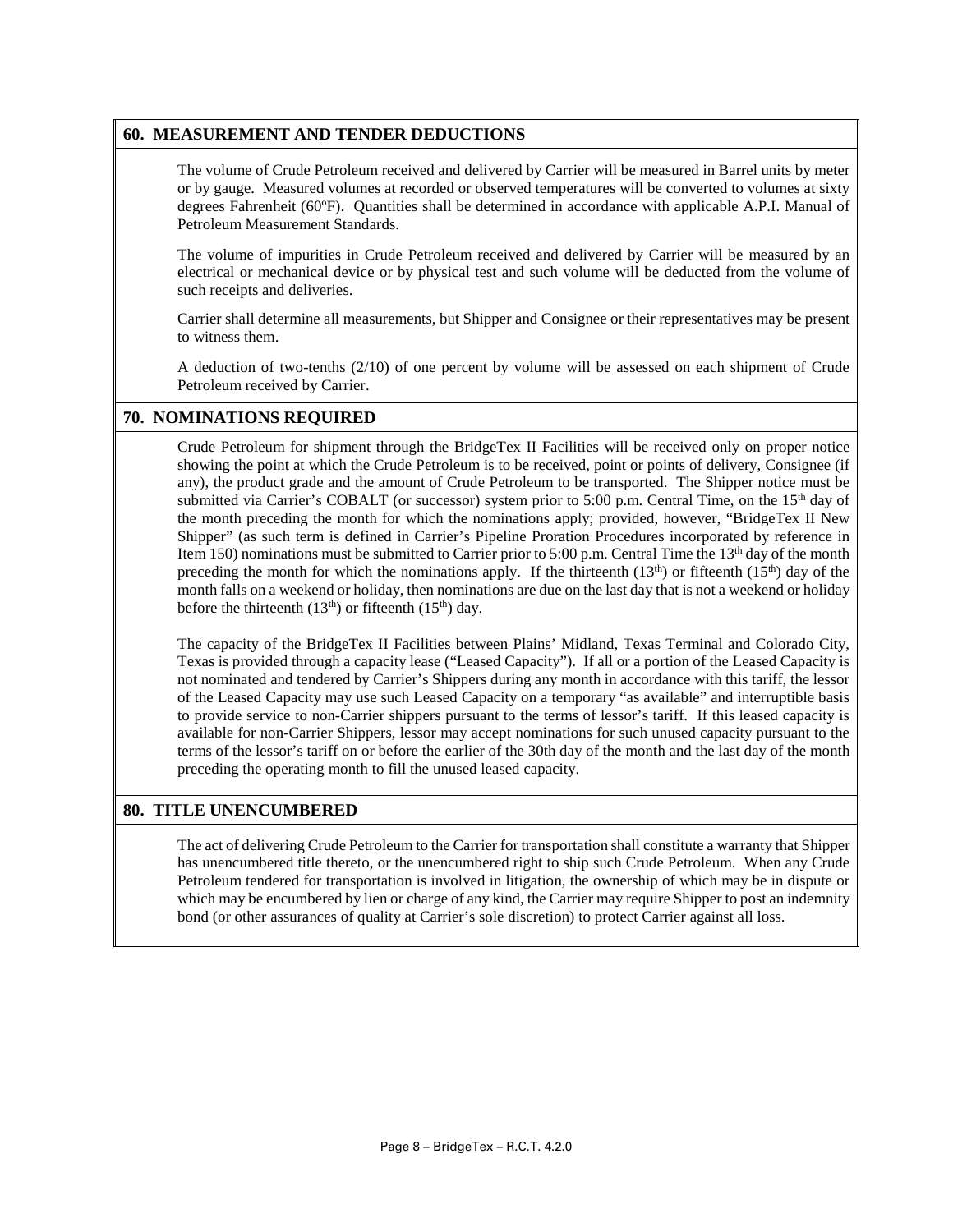## 60. MEASUREMENT AND TENDER DEDUCTIONS

The volume of Crude Petroleum received and delivered by Carrier will be measured in Barrel units by meter or by gauge. Measured volumes at recorded or observed temperatures will be converted to volumes at sixty degrees Fahrenheit (60ºF). Quantities shall be determined in accordance with applicable A.P.I. Manual of Petroleum Measurement Standards.

The volume of impurities in Crude Petroleum received and delivered by Carrier will be measured by an electrical or mechanical device or by physical test and such volume will be deducted from the volume of such receipts and deliveries.

Carrier shall determine all measurements, but Shipper and Consignee or their representatives may be present to witness them.

A deduction of two-tenths (2/10) of one percent by volume will be assessed on each shipment of Crude Petroleum received by Carrier.

## 70. NOMINATIONS REQUIRED

Crude Petroleum for shipment through the BridgeTex II Facilities will be received only on proper notice showing the point at which the Crude Petroleum is to be received, point or points of delivery, Consignee (if any), the product grade and the amount of Crude Petroleum to be transported. The Shipper notice must be submitted via Carrier's COBALT (or successor) system prior to 5:00 p.m. Central Time, on the 15th day of the month preceding the month for which the nominations apply; provided, however, "BridgeTex II New Shipper" (as such term is defined in Carrier's Pipeline Proration Procedures incorporated by reference in Item 150) nominations must be submitted to Carrier prior to 5:00 p.m. Central Time the 13th day of the month preceding the month for which the nominations apply. If the thirteenth (13th) or fifteenth (15th) day of the month falls on a weekend or holiday, then nominations are due on the last day that is not a weekend or holiday before the thirteenth (13th) or fifteenth (15th) day.

The capacity of the BridgeTex II Facilities between Plains' Midland, Texas Terminal and Colorado City, Texas is provided through a capacity lease ("Leased Capacity"). If all or a portion of the Leased Capacity is not nominated and tendered by Carrier's Shippers during any month in accordance with this tariff, the lessor of the Leased Capacity may use such Leased Capacity on a temporary "as available" and interruptible basis to provide service to non-Carrier shippers pursuant to the terms of lessor's tariff. If this leased capacity is available for non-Carrier Shippers, lessor may accept nominations for such unused capacity pursuant to the terms of the lessor's tariff on or before the earlier of the 30th day of the month and the last day of the month preceding the operating month to fill the unused leased capacity.

## 80. TITLE UNENCUMBERED

The act of delivering Crude Petroleum to the Carrier for transportation shall constitute a warranty that Shipper has unencumbered title thereto, or the unencumbered right to ship such Crude Petroleum. When any Crude Petroleum tendered for transportation is involved in litigation, the ownership of which may be in dispute or which may be encumbered by lien or charge of any kind, the Carrier may require Shipper to post an indemnity bond (or other assurances of quality at Carrier's sole discretion) to protect Carrier against all loss.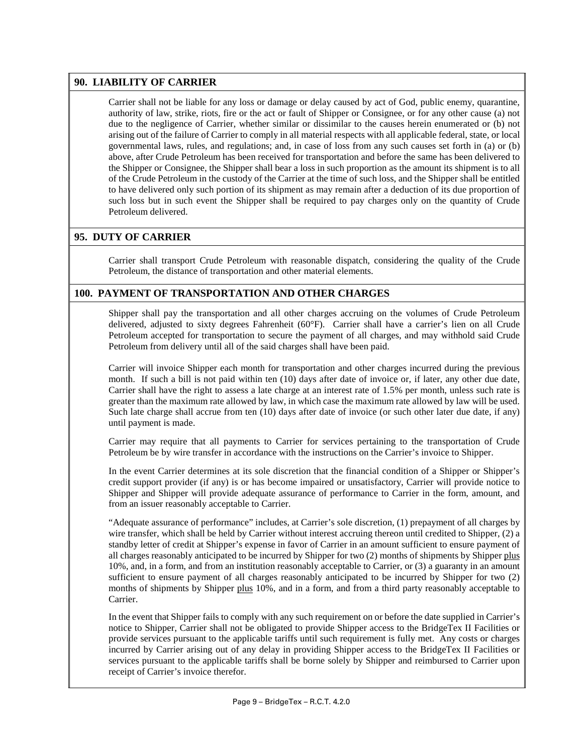## 90. LIABILITY OF CARRIER

Carrier shall not be liable for any loss or damage or delay caused by act of God, public enemy, quarantine, authority of law, strike, riots, fire or the act or fault of Shipper or Consignee, or for any other cause (a) not due to the negligence of Carrier, whether similar or dissimilar to the causes herein enumerated or (b) not arising out of the failure of Carrier to comply in all material respects with all applicable federal, state, or local governmental laws, rules, and regulations; and, in case of loss from any such causes set forth in (a) or (b) above, after Crude Petroleum has been received for transportation and before the same has been delivered to the Shipper or Consignee, the Shipper shall bear a loss in such proportion as the amount its shipment is to all of the Crude Petroleum in the custody of the Carrier at the time of such loss, and the Shipper shall be entitled to have delivered only such portion of its shipment as may remain after a deduction of its due proportion of such loss but in such event the Shipper shall be required to pay charges only on the quantity of Crude Petroleum delivered.

## 95. DUTY OF CARRIER

Carrier shall transport Crude Petroleum with reasonable dispatch, considering the quality of the Crude Petroleum, the distance of transportation and other material elements.

## 100. PAYMENT OF TRANSPORTATION AND OTHER CHARGES

Shipper shall pay the transportation and all other charges accruing on the volumes of Crude Petroleum delivered, adjusted to sixty degrees Fahrenheit (60°F). Carrier shall have a carrier's lien on all Crude Petroleum accepted for transportation to secure the payment of all charges, and may withhold said Crude Petroleum from delivery until all of the said charges shall have been paid.

Carrier will invoice Shipper each month for transportation and other charges incurred during the previous month. If such a bill is not paid within ten (10) days after date of invoice or, if later, any other due date, Carrier shall have the right to assess a late charge at an interest rate of 1.5% per month, unless such rate is greater than the maximum rate allowed by law, in which case the maximum rate allowed by law will be used. Such late charge shall accrue from ten (10) days after date of invoice (or such other later due date, if any) until payment is made.

Carrier may require that all payments to Carrier for services pertaining to the transportation of Crude Petroleum be by wire transfer in accordance with the instructions on the Carrier's invoice to Shipper.

In the event Carrier determines at its sole discretion that the financial condition of a Shipper or Shipper's credit support provider (if any) is or has become impaired or unsatisfactory, Carrier will provide notice to Shipper and Shipper will provide adequate assurance of performance to Carrier in the form, amount, and from an issuer reasonably acceptable to Carrier.

"Adequate assurance of performance" includes, at Carrier's sole discretion, (1) prepayment of all charges by wire transfer, which shall be held by Carrier without interest accruing thereon until credited to Shipper, (2) a standby letter of credit at Shipper's expense in favor of Carrier in an amount sufficient to ensure payment of all charges reasonably anticipated to be incurred by Shipper for two (2) months of shipments by Shipper plus 10%, and, in a form, and from an institution reasonably acceptable to Carrier, or (3) a guaranty in an amount sufficient to ensure payment of all charges reasonably anticipated to be incurred by Shipper for two (2) months of shipments by Shipper plus 10%, and in a form, and from a third party reasonably acceptable to Carrier.

In the event that Shipper fails to comply with any such requirement on or before the date supplied in Carrier's notice to Shipper, Carrier shall not be obligated to provide Shipper access to the BridgeTex II Facilities or provide services pursuant to the applicable tariffs until such requirement is fully met. Any costs or charges incurred by Carrier arising out of any delay in providing Shipper access to the BridgeTex II Facilities or services pursuant to the applicable tariffs shall be borne solely by Shipper and reimbursed to Carrier upon receipt of Carrier's invoice therefor.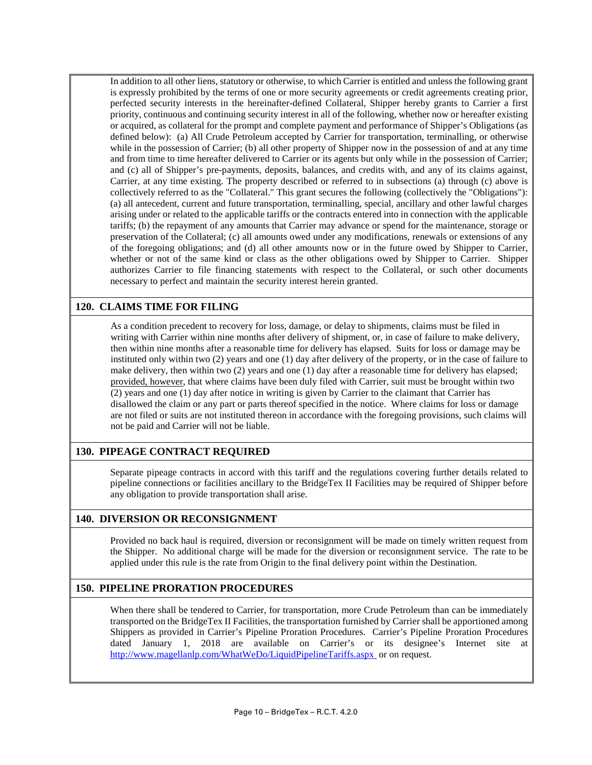In addition to all other liens, statutory or otherwise, to which Carrier is entitled and unless the following grant is expressly prohibited by the terms of one or more security agreements or credit agreements creating prior, perfected security interests in the hereinafter-defined Collateral, Shipper hereby grants to Carrier a first priority, continuous and continuing security interest in all of the following, whether now or hereafter existing or acquired, as collateral for the prompt and complete payment and performance of Shipper's Obligations (as defined below): (a) All Crude Petroleum accepted by Carrier for transportation, terminalling, or otherwise while in the possession of Carrier; (b) all other property of Shipper now in the possession of and at any time and from time to time hereafter delivered to Carrier or its agents but only while in the possession of Carrier; and (c) all of Shipper's pre-payments, deposits, balances, and credits with, and any of its claims against, Carrier, at any time existing. The property described or referred to in subsections (a) through (c) above is collectively referred to as the "Collateral." This grant secures the following (collectively the "Obligations"): (a) all antecedent, current and future transportation, terminalling, special, ancillary and other lawful charges arising under or related to the applicable tariffs or the contracts entered into in connection with the applicable tariffs; (b) the repayment of any amounts that Carrier may advance or spend for the maintenance, storage or preservation of the Collateral; (c) all amounts owed under any modifications, renewals or extensions of any of the foregoing obligations; and (d) all other amounts now or in the future owed by Shipper to Carrier, whether or not of the same kind or class as the other obligations owed by Shipper to Carrier. Shipper authorizes Carrier to file financing statements with respect to the Collateral, or such other documents necessary to perfect and maintain the security interest herein granted.

## 120. CLAIMS TIME FOR FILING

As a condition precedent to recovery for loss, damage, or delay to shipments, claims must be filed in writing with Carrier within nine months after delivery of shipment, or, in case of failure to make delivery, then within nine months after a reasonable time for delivery has elapsed. Suits for loss or damage may be instituted only within two (2) years and one (1) day after delivery of the property, or in the case of failure to make delivery, then within two (2) years and one (1) day after a reasonable time for delivery has elapsed; provided, however, that where claims have been duly filed with Carrier, suit must be brought within two (2) years and one (1) day after notice in writing is given by Carrier to the claimant that Carrier has disallowed the claim or any part or parts thereof specified in the notice. Where claims for loss or damage are not filed or suits are not instituted thereon in accordance with the foregoing provisions, such claims will not be paid and Carrier will not be liable.

## 130. PIPEAGE CONTRACT REQUIRED

Separate pipeage contracts in accord with this tariff and the regulations covering further details related to pipeline connections or facilities ancillary to the BridgeTex II Facilities may be required of Shipper before any obligation to provide transportation shall arise.

## 140. DIVERSION OR RECONSIGNMENT

Provided no back haul is required, diversion or reconsignment will be made on timely written request from the Shipper. No additional charge will be made for the diversion or reconsignment service. The rate to be applied under this rule is the rate from Origin to the final delivery point within the Destination.

## 150. PIPELINE PRORATION PROCEDURES

When there shall be tendered to Carrier, for transportation, more Crude Petroleum than can be immediately transported on the BridgeTex II Facilities, the transportation furnished by Carrier shall be apportioned among Shippers as provided in Carrier's Pipeline Proration Procedures. Carrier's Pipeline Proration Procedures dated January 1, 2018 are available on Carrier's or its designee's Internet site at http://www.magellanlp.com/WhatWeDo/LiquidPipelineTariffs.aspx or on request.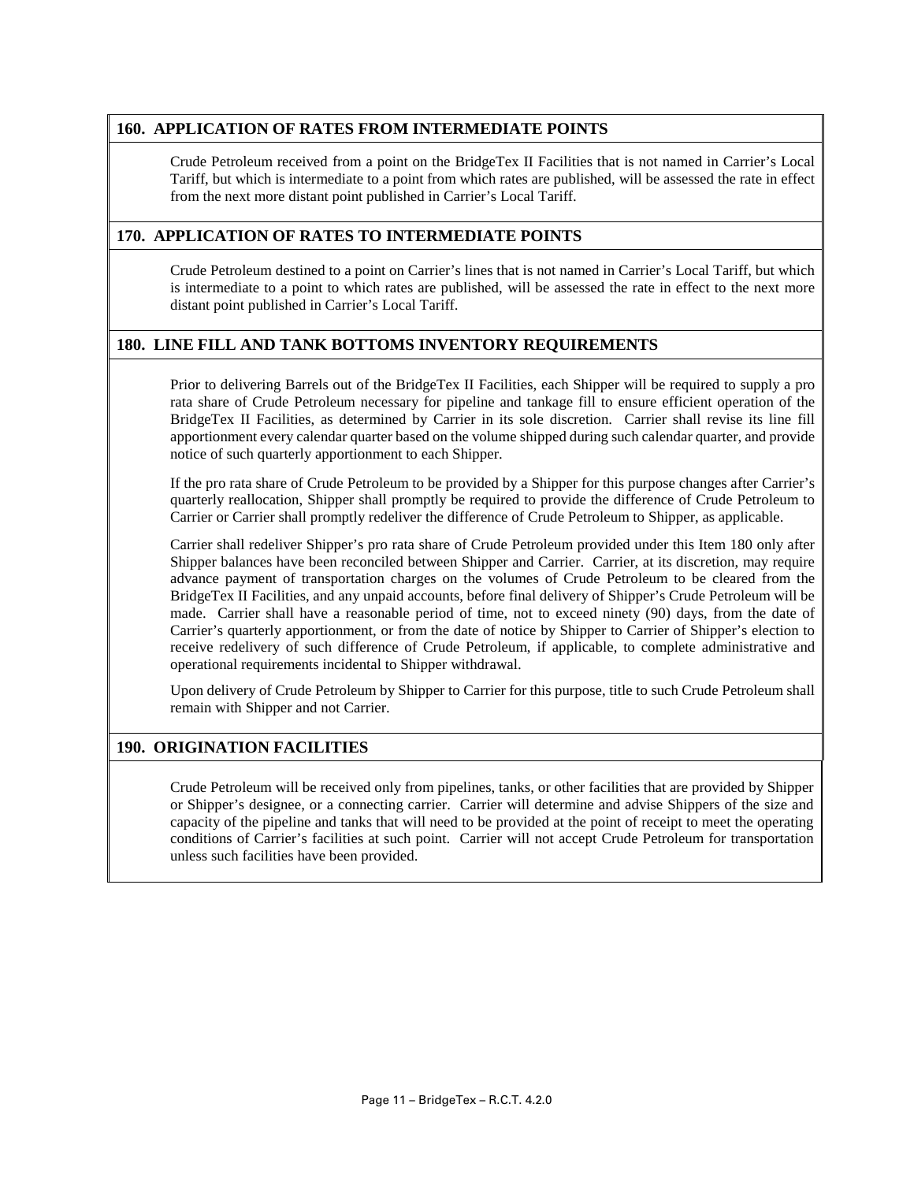## 160. APPLICATION OF RATES FROM INTERMEDIATE POINTS

Crude Petroleum received from a point on the BridgeTex II Facilities that is not named in Carrier's Local Tariff, but which is intermediate to a point from which rates are published, will be assessed the rate in effect from the next more distant point published in Carrier's Local Tariff.

## 170. APPLICATION OF RATES TO INTERMEDIATE POINTS

Crude Petroleum destined to a point on Carrier's lines that is not named in Carrier's Local Tariff, but which is intermediate to a point to which rates are published, will be assessed the rate in effect to the next more distant point published in Carrier's Local Tariff.

## 180. LINE FILL AND TANK BOTTOMS INVENTORY REQUIREMENTS

Prior to delivering Barrels out of the BridgeTex II Facilities, each Shipper will be required to supply a pro rata share of Crude Petroleum necessary for pipeline and tankage fill to ensure efficient operation of the BridgeTex II Facilities, as determined by Carrier in its sole discretion. Carrier shall revise its line fill apportionment every calendar quarter based on the volume shipped during such calendar quarter, and provide notice of such quarterly apportionment to each Shipper.

If the pro rata share of Crude Petroleum to be provided by a Shipper for this purpose changes after Carrier's quarterly reallocation, Shipper shall promptly be required to provide the difference of Crude Petroleum to Carrier or Carrier shall promptly redeliver the difference of Crude Petroleum to Shipper, as applicable.

Carrier shall redeliver Shipper's pro rata share of Crude Petroleum provided under this Item 180 only after Shipper balances have been reconciled between Shipper and Carrier. Carrier, at its discretion, may require advance payment of transportation charges on the volumes of Crude Petroleum to be cleared from the BridgeTex II Facilities, and any unpaid accounts, before final delivery of Shipper's Crude Petroleum will be made. Carrier shall have a reasonable period of time, not to exceed ninety (90) days, from the date of Carrier's quarterly apportionment, or from the date of notice by Shipper to Carrier of Shipper's election to receive redelivery of such difference of Crude Petroleum, if applicable, to complete administrative and operational requirements incidental to Shipper withdrawal.

Upon delivery of Crude Petroleum by Shipper to Carrier for this purpose, title to such Crude Petroleum shall remain with Shipper and not Carrier.

## 190. ORIGINATION FACILITIES

Crude Petroleum will be received only from pipelines, tanks, or other facilities that are provided by Shipper or Shipper's designee, or a connecting carrier. Carrier will determine and advise Shippers of the size and capacity of the pipeline and tanks that will need to be provided at the point of receipt to meet the operating conditions of Carrier's facilities at such point. Carrier will not accept Crude Petroleum for transportation unless such facilities have been provided.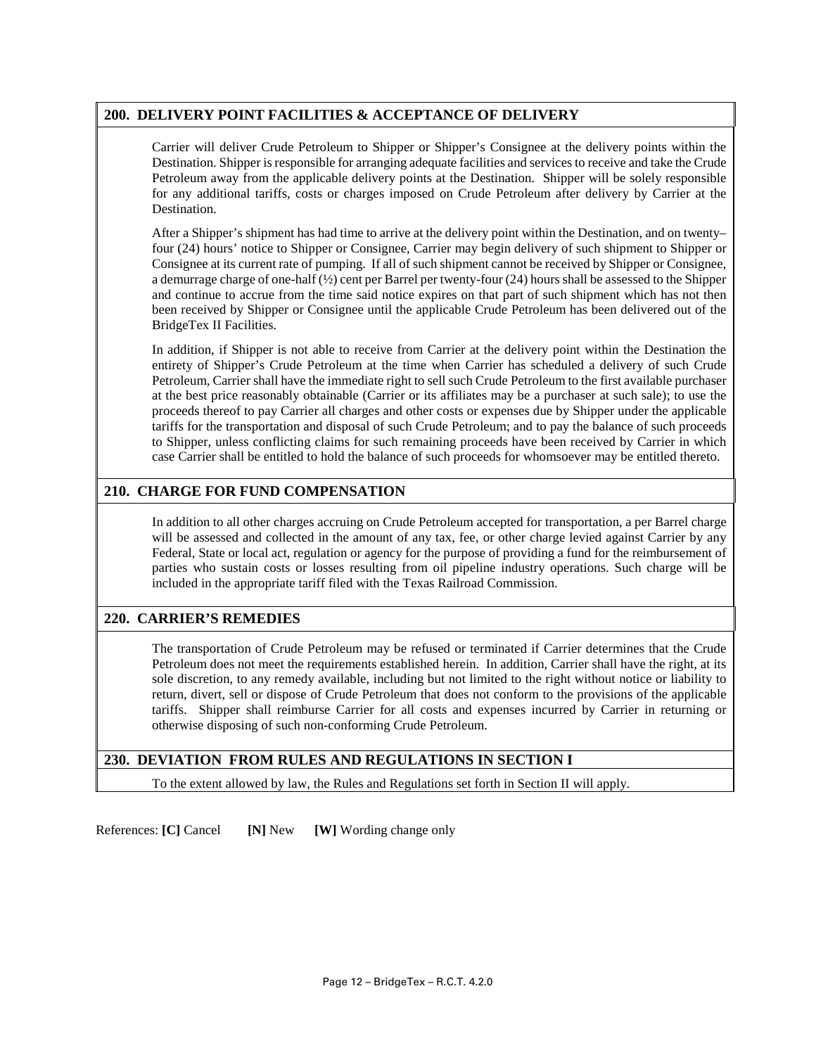## 200. DELIVERY POINT FACILITIES & ACCEPTANCE OF DELIVERY

Carrier will deliver Crude Petroleum to Shipper or Shipper's Consignee at the delivery points within the Destination. Shipper is responsible for arranging adequate facilities and services to receive and take the Crude Petroleum away from the applicable delivery points at the Destination. Shipper will be solely responsible for any additional tariffs, costs or charges imposed on Crude Petroleum after delivery by Carrier at the Destination.

After a Shipper's shipment has had time to arrive at the delivery point within the Destination, and on twenty–four (24) hours' notice to Shipper or Consignee, Carrier may begin delivery of such shipment to Shipper or Consignee at its current rate of pumping. If all of such shipment cannot be received by Shipper or Consignee, a demurrage charge of one-half (½) cent per Barrel per twenty-four (24) hours shall be assessed to the Shipper and continue to accrue from the time said notice expires on that part of such shipment which has not then been received by Shipper or Consignee until the applicable Crude Petroleum has been delivered out of the BridgeTex II Facilities.

In addition, if Shipper is not able to receive from Carrier at the delivery point within the Destination the entirety of Shipper's Crude Petroleum at the time when Carrier has scheduled a delivery of such Crude Petroleum, Carrier shall have the immediate right to sell such Crude Petroleum to the first available purchaser at the best price reasonably obtainable (Carrier or its affiliates may be a purchaser at such sale); to use the proceeds thereof to pay Carrier all charges and other costs or expenses due by Shipper under the applicable tariffs for the transportation and disposal of such Crude Petroleum; and to pay the balance of such proceeds to Shipper, unless conflicting claims for such remaining proceeds have been received by Carrier in which case Carrier shall be entitled to hold the balance of such proceeds for whomsoever may be entitled thereto.

## 210. CHARGE FOR FUND COMPENSATION

In addition to all other charges accruing on Crude Petroleum accepted for transportation, a per Barrel charge will be assessed and collected in the amount of any tax, fee, or other charge levied against Carrier by any Federal, State or local act, regulation or agency for the purpose of providing a fund for the reimbursement of parties who sustain costs or losses resulting from oil pipeline industry operations. Such charge will be included in the appropriate tariff filed with the Texas Railroad Commission.

## 220. CARRIER'S REMEDIES

The transportation of Crude Petroleum may be refused or terminated if Carrier determines that the Crude Petroleum does not meet the requirements established herein. In addition, Carrier shall have the right, at its sole discretion, to any remedy available, including but not limited to the right without notice or liability to return, divert, sell or dispose of Crude Petroleum that does not conform to the provisions of the applicable tariffs. Shipper shall reimburse Carrier for all costs and expenses incurred by Carrier in returning or otherwise disposing of such non-conforming Crude Petroleum.

## 230. DEVIATION FROM RULES AND REGULATIONS IN SECTION I

To the extent allowed by law, the Rules and Regulations set forth in Section II will apply.

References: **[C]** Cancel **[N]** New **[W]** Wording change only